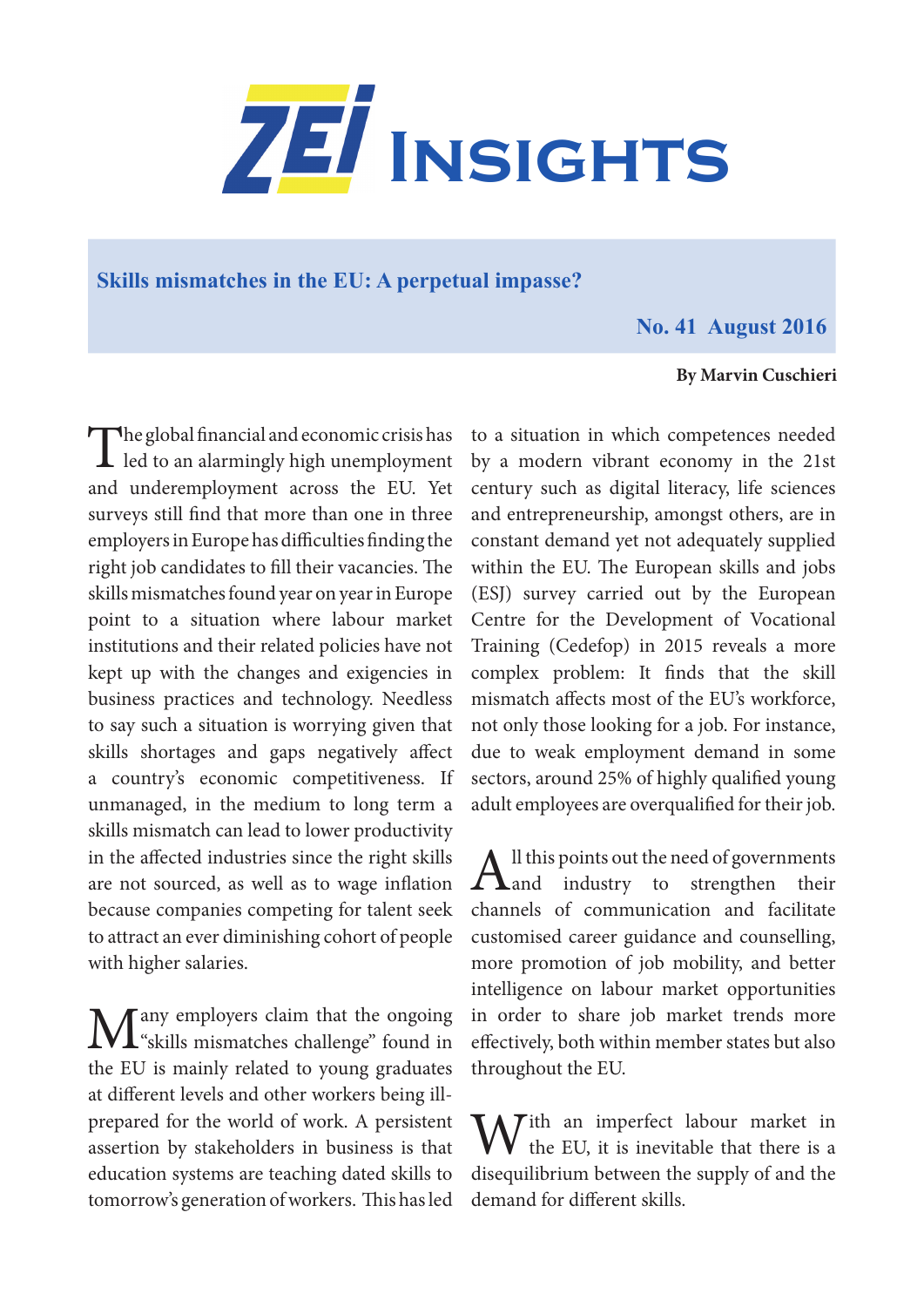# ZEI Insights

## Skills mismatches in the EU: A perpetual impasse?

**No. 41 August 2016**

**By Marvin Cuschieri**

The global financial and economic crisis has led to an alarmingly high unemployment and underemployment across the EU. Yet surveys still find that more than one in three employers in Europe has difficulties finding the right job candidates to fill their vacancies. The skills mismatches found year on year in Europe point to a situation where labour market institutions and their related policies have not kept up with the changes and exigencies in business practices and technology. Needless to say such a situation is worrying given that skills shortages and gaps negatively affect a country's economic competitiveness. If unmanaged, in the medium to long term a skills mismatch can lead to lower productivity in the affected industries since the right skills are not sourced, as well as to wage inflation because companies competing for talent seek to attract an ever diminishing cohort of people with higher salaries.

Many employers claim that the ongoing "skills mismatches challenge" found in the EU is mainly related to young graduates at different levels and other workers being ill-prepared for the world of work. A persistent assertion by stakeholders in business is that education systems are teaching dated skills to tomorrow's generation of workers. This has led to a situation in which competences needed by a modern vibrant economy in the 21st century such as digital literacy, life sciences and entrepreneurship, amongst others, are in constant demand yet not adequately supplied within the EU. The European skills and jobs (ESJ) survey carried out by the European Centre for the Development of Vocational Training (Cedefop) in 2015 reveals a more complex problem: It finds that the skill mismatch affects most of the EU's workforce, not only those looking for a job. For instance, due to weak employment demand in some sectors, around 25% of highly qualified young adult employees are overqualified for their job.

All this points out the need of governments and industry to strengthen their channels of communication and facilitate customised career guidance and counselling, more promotion of job mobility, and better intelligence on labour market opportunities in order to share job market trends more effectively, both within member states but also throughout the EU.

With an imperfect labour market in the EU, it is inevitable that there is a disequilibrium between the supply of and the demand for different skills.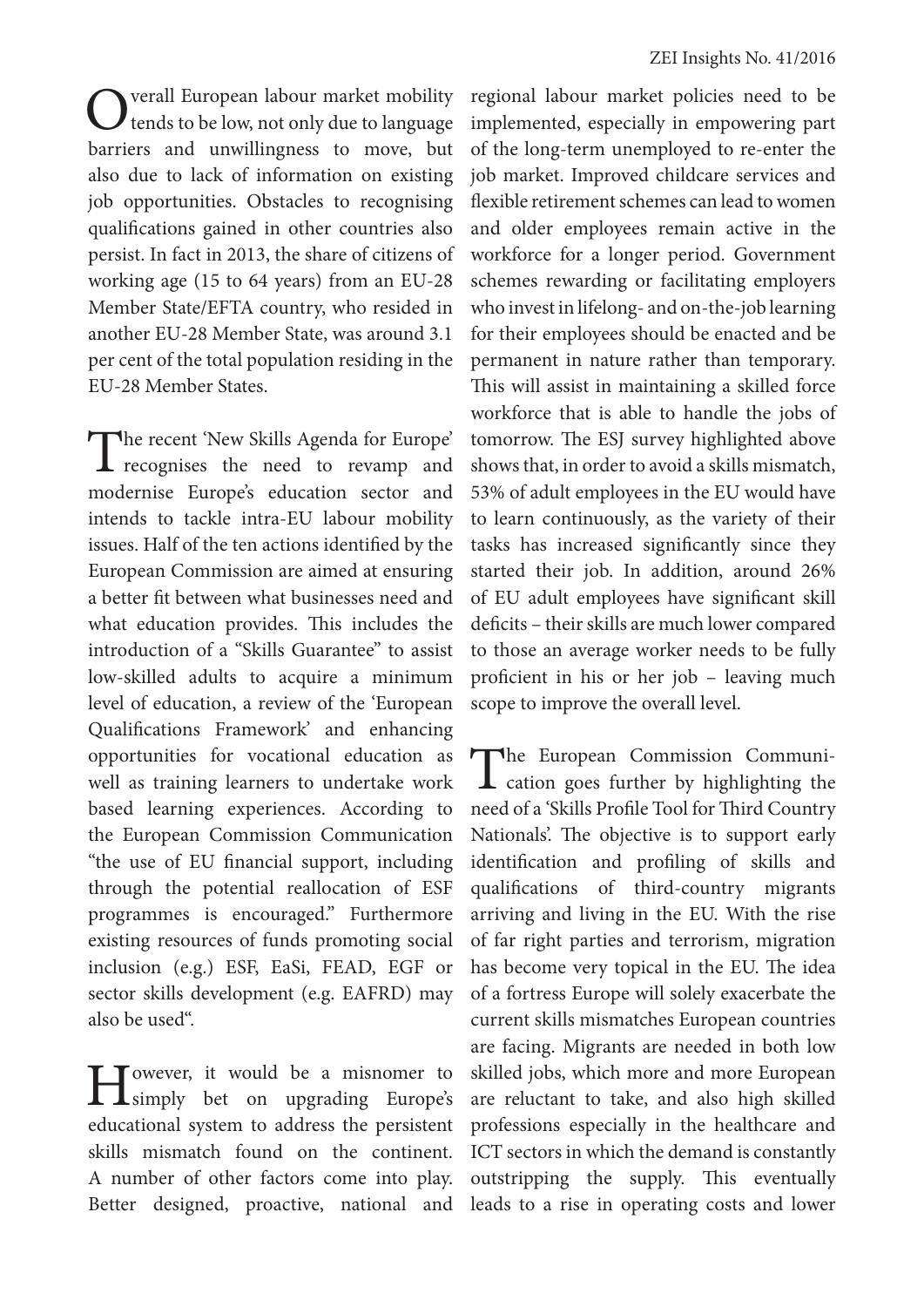Overall European labour market mobility tends to be low, not only due to language barriers and unwillingness to move, but also due to lack of information on existing job opportunities. Obstacles to recognising qualifications gained in other countries also persist. In fact in 2013, the share of citizens of working age (15 to 64 years) from an EU-28 Member State/EFTA country, who resided in another EU-28 Member State, was around 3.1 per cent of the total population residing in the EU-28 Member States.

The recent 'New Skills Agenda for Europe' recognises the need to revamp and modernise Europe's education sector and intends to tackle intra-EU labour mobility issues. Half of the ten actions identified by the European Commission are aimed at ensuring a better fit between what businesses need and what education provides. This includes the introduction of a "Skills Guarantee" to assist low-skilled adults to acquire a minimum level of education, a review of the 'European Qualifications Framework' and enhancing opportunities for vocational education as well as training learners to undertake work based learning experiences. According to the European Commission Communication "the use of EU financial support, including through the potential reallocation of ESF programmes is encouraged." Furthermore existing resources of funds promoting social inclusion (e.g.) ESF, EaSi, FEAD, EGF or sector skills development (e.g. EAFRD) may also be used".

However, it would be a misnomer to simply bet on upgrading Europe's educational system to address the persistent skills mismatch found on the continent. A number of other factors come into play. Better designed, proactive, national and regional labour market policies need to be implemented, especially in empowering part of the long-term unemployed to re-enter the job market. Improved childcare services and flexible retirement schemes can lead to women and older employees remain active in the workforce for a longer period. Government schemes rewarding or facilitating employers who invest in lifelong- and on-the-job learning for their employees should be enacted and be permanent in nature rather than temporary. This will assist in maintaining a skilled force workforce that is able to handle the jobs of tomorrow. The ESJ survey highlighted above shows that, in order to avoid a skills mismatch, 53% of adult employees in the EU would have to learn continuously, as the variety of their tasks has increased significantly since they started their job. In addition, around 26% of EU adult employees have significant skill deficits – their skills are much lower compared to those an average worker needs to be fully proficient in his or her job – leaving much scope to improve the overall level.

The European Commission Communication goes further by highlighting the need of a 'Skills Profile Tool for Third Country Nationals'. The objective is to support early identification and profiling of skills and qualifications of third-country migrants arriving and living in the EU. With the rise of far right parties and terrorism, migration has become very topical in the EU. The idea of a fortress Europe will solely exacerbate the current skills mismatches European countries are facing. Migrants are needed in both low skilled jobs, which more and more European are reluctant to take, and also high skilled professions especially in the healthcare and ICT sectors in which the demand is constantly outstripping the supply. This eventually leads to a rise in operating costs and lower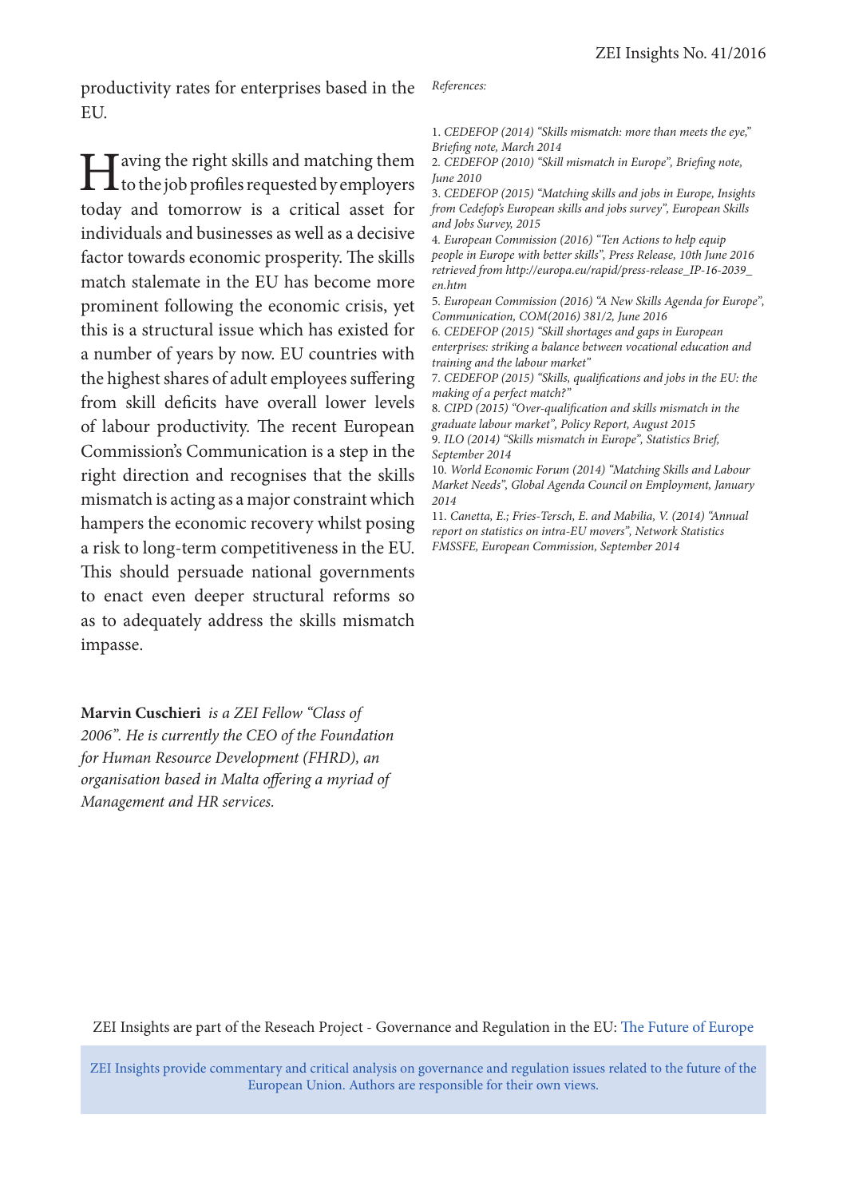productivity rates for enterprises based in the EU.

Having the right skills and matching them to the job profiles requested by employers today and tomorrow is a critical asset for individuals and businesses as well as a decisive factor towards economic prosperity. The skills match stalemate in the EU has become more prominent following the economic crisis, yet this is a structural issue which has existed for a number of years by now. EU countries with the highest shares of adult employees suffering from skill deficits have overall lower levels of labour productivity. The recent European Commission's Communication is a step in the right direction and recognises that the skills mismatch is acting as a major constraint which hampers the economic recovery whilst posing a risk to long-term competitiveness in the EU. This should persuade national governments to enact even deeper structural reforms so as to adequately address the skills mismatch impasse.

**Marvin Cuschieri** *is a ZEI Fellow "Class of 2006". He is currently the CEO of the Foundation for Human Resource Development (FHRD), an organisation based in Malta offering a myriad of Management and HR services.*

*References:*

1. *CEDEFOP (2014) "Skills mismatch: more than meets the eye," Briefing note, March 2014*
2. *CEDEFOP (2010) "Skill mismatch in Europe", Briefing note, June 2010*
3. *CEDEFOP (2015) "Matching skills and jobs in Europe, Insights from Cedefop's European skills and jobs survey", European Skills and Jobs Survey, 2015*
4. *European Commission (2016) "Ten Actions to help equip people in Europe with better skills", Press Release, 10th June 2016 retrieved from http://europa.eu/rapid/press-release_IP-16-2039_en.htm*
5. *European Commission (2016) "A New Skills Agenda for Europe", Communication, COM(2016) 381/2, June 2016*
6. *CEDEFOP (2015) "Skill shortages and gaps in European enterprises: striking a balance between vocational education and training and the labour market"*
7. *CEDEFOP (2015) "Skills, qualifications and jobs in the EU: the making of a perfect match?"*
8. *CIPD (2015) "Over-qualification and skills mismatch in the graduate labour market", Policy Report, August 2015*
9. *ILO (2014) "Skills mismatch in Europe", Statistics Brief, September 2014*
10. *World Economic Forum (2014) "Matching Skills and Labour Market Needs", Global Agenda Council on Employment, January 2014*
11. *Canetta, E.; Fries-Tersch, E. and Mabilia, V. (2014) "Annual report on statistics on intra-EU movers", Network Statistics FMSSFE, European Commission, September 2014*

ZEI Insights are part of the Reseach Project - Governance and Regulation in the EU: The Future of Europe

ZEI Insights provide commentary and critical analysis on governance and regulation issues related to the future of the European Union. Authors are responsible for their own views.